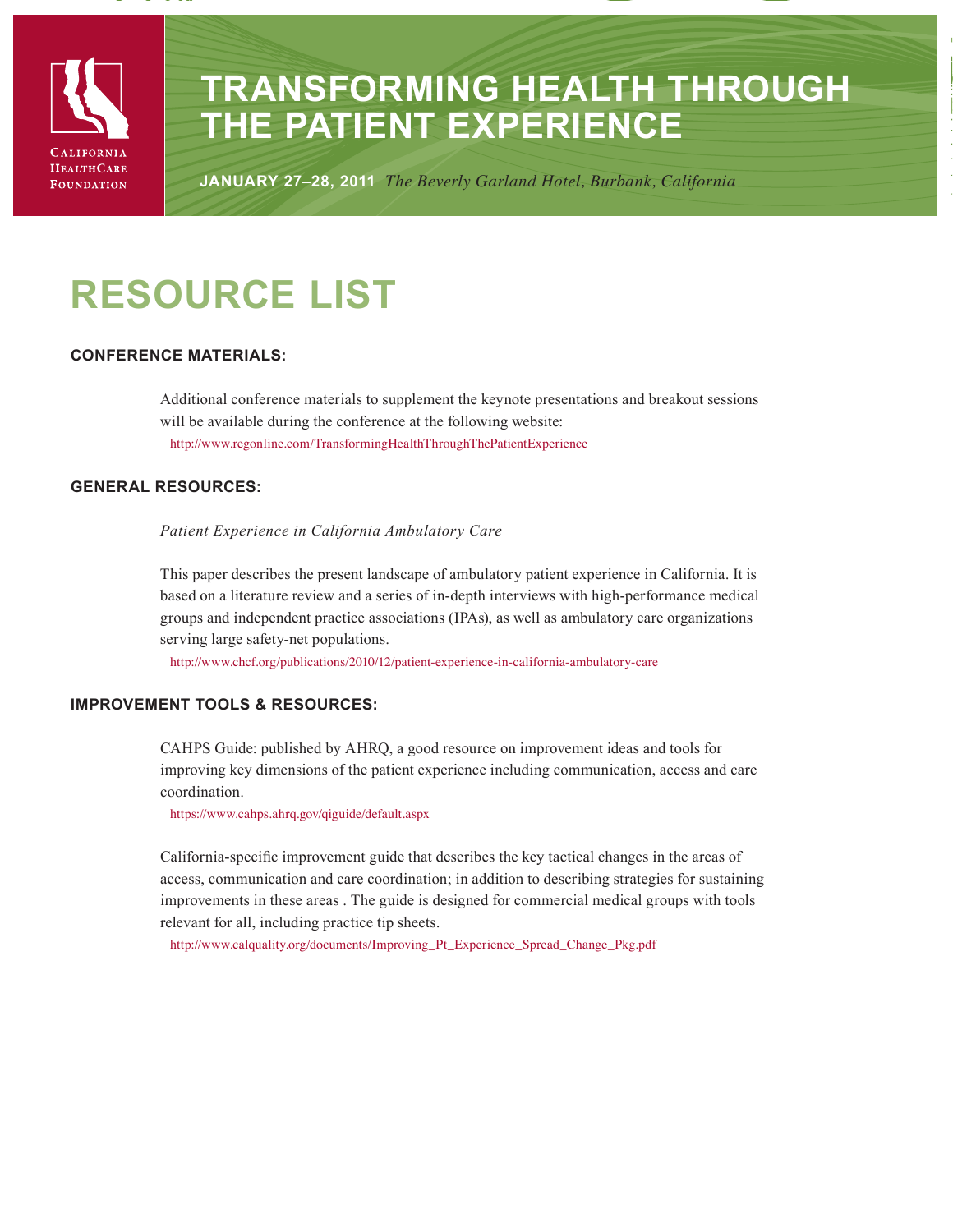California HealthCare Foundation

# TRANSFORMING HEALTH THROUGH THE PATIENT EXPERIENCE

**JANUARY 27–28, 2011** *The Beverly Garland Hotel, Burbank, California*

# RESOURCE LIST

## CONFERENCE MATERIALS:

Additional conference materials to supplement the keynote presentations and breakout sessions will be available during the conference at the following website:

http://www.regonline.com/TransformingHealthThroughThePatientExperience

## GENERAL RESOURCES:

*Patient Experience in California Ambulatory Care*

This paper describes the present landscape of ambulatory patient experience in California. It is based on a literature review and a series of in-depth interviews with high-performance medical groups and independent practice associations (IPAs), as well as ambulatory care organizations serving large safety-net populations.

http://www.chcf.org/publications/2010/12/patient-experience-in-california-ambulatory-care

## IMPROVEMENT TOOLS & RESOURCES:

CAHPS Guide: published by AHRQ, a good resource on improvement ideas and tools for improving key dimensions of the patient experience including communication, access and care coordination.

https://www.cahps.ahrq.gov/qiguide/default.aspx

California-specific improvement guide that describes the key tactical changes in the areas of access, communication and care coordination; in addition to describing strategies for sustaining improvements in these areas . The guide is designed for commercial medical groups with tools relevant for all, including practice tip sheets.

http://www.calquality.org/documents/Improving_Pt_Experience_Spread_Change_Pkg.pdf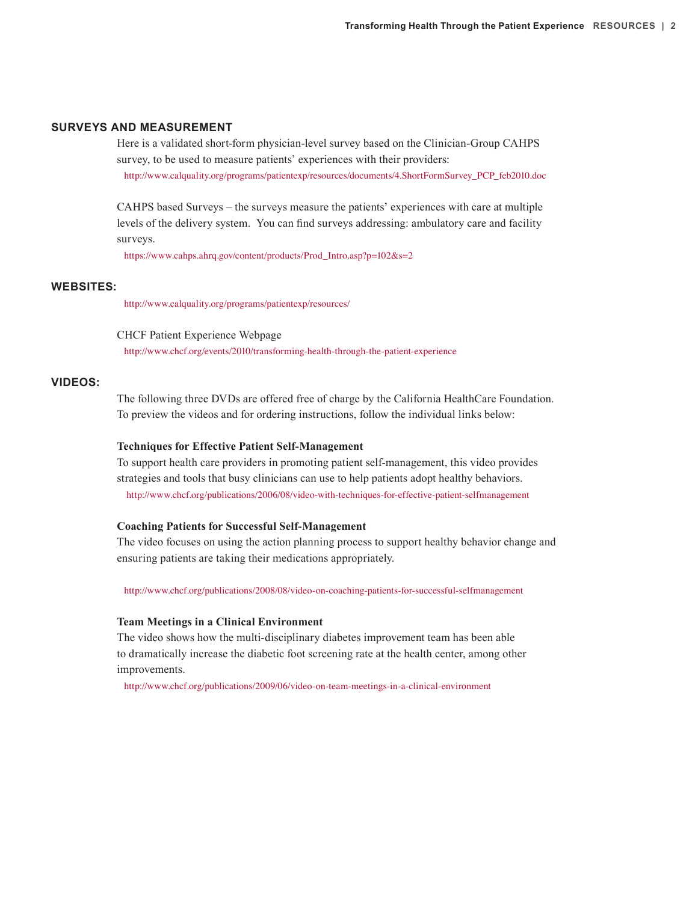## SURVEYS AND MEASUREMENT

Here is a validated short-form physician-level survey based on the Clinician-Group CAHPS survey, to be used to measure patients' experiences with their providers:

http://www.calquality.org/programs/patientexp/resources/documents/4.ShortFormSurvey_PCP_feb2010.doc

CAHPS based Surveys – the surveys measure the patients' experiences with care at multiple levels of the delivery system. You can find surveys addressing: ambulatory care and facility surveys.

https://www.cahps.ahrq.gov/content/products/Prod_Intro.asp?p=102&s=2

## WEBSITES:

http://www.calquality.org/programs/patientexp/resources/

CHCF Patient Experience Webpage

http://www.chcf.org/events/2010/transforming-health-through-the-patient-experience

## VIDEOS:

The following three DVDs are offered free of charge by the California HealthCare Foundation. To preview the videos and for ordering instructions, follow the individual links below:

**Techniques for Effective Patient Self-Management**

To support health care providers in promoting patient self-management, this video provides strategies and tools that busy clinicians can use to help patients adopt healthy behaviors.

http://www.chcf.org/publications/2006/08/video-with-techniques-for-effective-patient-selfmanagement

**Coaching Patients for Successful Self-Management**

The video focuses on using the action planning process to support healthy behavior change and ensuring patients are taking their medications appropriately.

http://www.chcf.org/publications/2008/08/video-on-coaching-patients-for-successful-selfmanagement

**Team Meetings in a Clinical Environment**

The video shows how the multi-disciplinary diabetes improvement team has been able to dramatically increase the diabetic foot screening rate at the health center, among other improvements.

http://www.chcf.org/publications/2009/06/video-on-team-meetings-in-a-clinical-environment